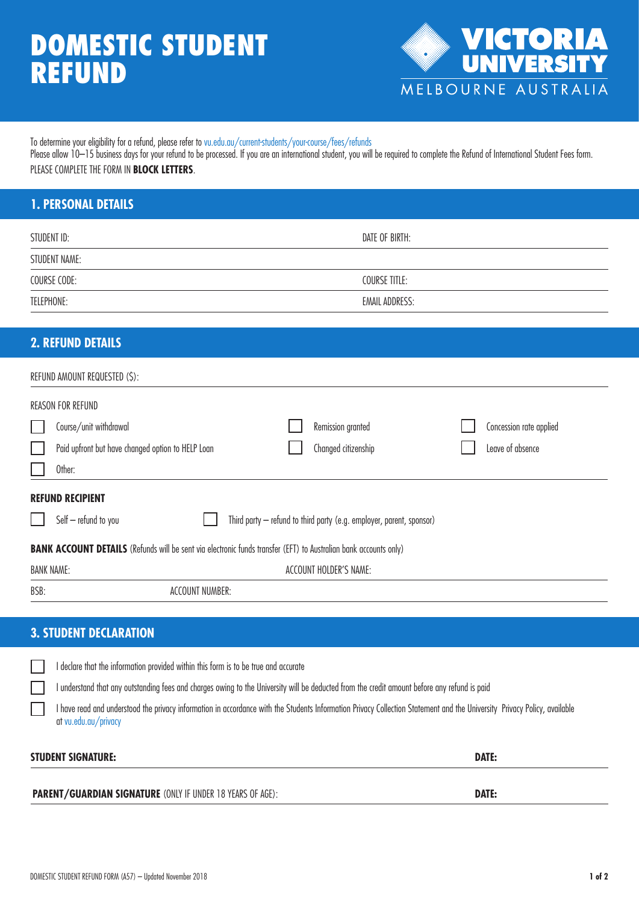# DOMESTIC STUDENT REFUND

VICTORIA UNIVERSITY
MELBOURNE AUSTRALIA

To determine your eligibility for a refund, please refer to vu.edu.au/current-students/your-course/fees/refunds
Please allow 10–15 business days for your refund to be processed. If you are an international student, you will be required to complete the Refund of International Student Fees form.
PLEASE COMPLETE THE FORM IN **BLOCK LETTERS**.

## 1. PERSONAL DETAILS

STUDENT ID: DATE OF BIRTH:

STUDENT NAME:

COURSE CODE: COURSE TITLE:

TELEPHONE: EMAIL ADDRESS:

## 2. REFUND DETAILS

REFUND AMOUNT REQUESTED ($):

REASON FOR REFUND

- ☐ Course/unit withdrawal
- ☐ Remission granted
- ☐ Concession rate applied
- ☐ Paid upfront but have changed option to HELP Loan
- ☐ Changed citizenship
- ☐ Leave of absence
- ☐ Other:

**REFUND RECIPIENT**

- ☐ Self – refund to you
- ☐ Third party – refund to third party (e.g. employer, parent, sponsor)

**BANK ACCOUNT DETAILS** (Refunds will be sent via electronic funds transfer (EFT) to Australian bank accounts only)

BANK NAME: ACCOUNT HOLDER'S NAME:

BSB: ACCOUNT NUMBER:

## 3. STUDENT DECLARATION

- ☐ I declare that the information provided within this form is to be true and accurate
- ☐ I understand that any outstanding fees and charges owing to the University will be deducted from the credit amount before any refund is paid
- ☐ I have read and understood the privacy information in accordance with the Students Information Privacy Collection Statement and the University Privacy Policy, available at vu.edu.au/privacy

**STUDENT SIGNATURE:** **DATE:**

**PARENT/GUARDIAN SIGNATURE** (ONLY IF UNDER 18 YEARS OF AGE): **DATE:**

DOMESTIC STUDENT REFUND FORM (A57) – Updated November 2018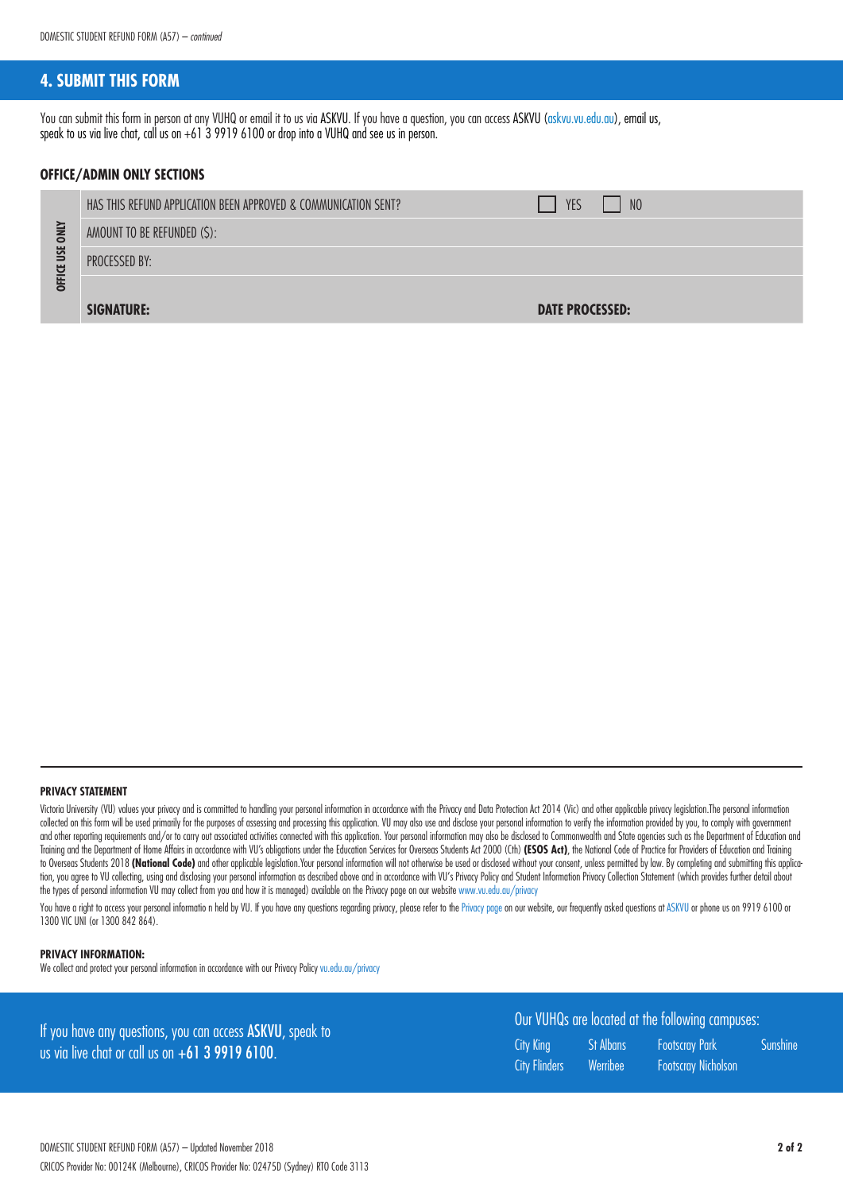## 4. SUBMIT THIS FORM

You can submit this form in person at any VUHQ or email it to us via ASKVU. If you have a question, you can access ASKVU (askvu.vu.edu.au), email us, speak to us via live chat, call us on +61 3 9919 6100 or drop into a VUHQ and see us in person.

### OFFICE/ADMIN ONLY SECTIONS

| | | |
|---|---|---|
| OFFICE USE ONLY | HAS THIS REFUND APPLICATION BEEN APPROVED & COMMUNICATION SENT? | ☐ YES ☐ NO |
| | AMOUNT TO BE REFUNDED ($): | |
| | PROCESSED BY: | |
| | **SIGNATURE:** | **DATE PROCESSED:** |

**PRIVACY STATEMENT**

Victoria University (VU) values your privacy and is committed to handling your personal information in accordance with the Privacy and Data Protection Act 2014 (Vic) and other applicable privacy legislation.The personal information collected on this form will be used primarily for the purposes of assessing and processing this application. VU may also use and disclose your personal information to verify the information provided by you, to comply with government and other reporting requirements and/or to carry out associated activities connected with this application. Your personal information may also be disclosed to Commonwealth and State agencies such as the Department of Education and Training and the Department of Home Affairs in accordance with VU's obligations under the Education Services for Overseas Students Act 2000 (Cth) **(ESOS Act)**, the National Code of Practice for Providers of Education and Training to Overseas Students 2018 **(National Code)** and other applicable legislation.Your personal information will not otherwise be used or disclosed without your consent, unless permitted by law. By completing and submitting this application, you agree to VU collecting, using and disclosing your personal information as described above and in accordance with VU's Privacy Policy and Student Information Privacy Collection Statement (which provides further detail about the types of personal information VU may collect from you and how it is managed) available on the Privacy page on our website www.vu.edu.au/privacy

You have a right to access your personal informatio n held by VU. If you have any questions regarding privacy, please refer to the Privacy page on our website, our frequently asked questions at ASKVU or phone us on 9919 6100 or 1300 VIC UNI (or 1300 842 864).

**PRIVACY INFORMATION:**

We collect and protect your personal information in accordance with our Privacy Policy vu.edu.au/privacy

If you have any questions, you can access **ASKVU**, speak to us via live chat or call us on **+61 3 9919 6100**.

Our VUHQs are located at the following campuses:

City King, St Albans, Footscray Park, Sunshine, City Flinders, Werribee, Footscray Nicholson

DOMESTIC STUDENT REFUND FORM (A57) – Updated November 2018

CRICOS Provider No: 00124K (Melbourne), CRICOS Provider No: 02475D (Sydney) RTO Code 3113